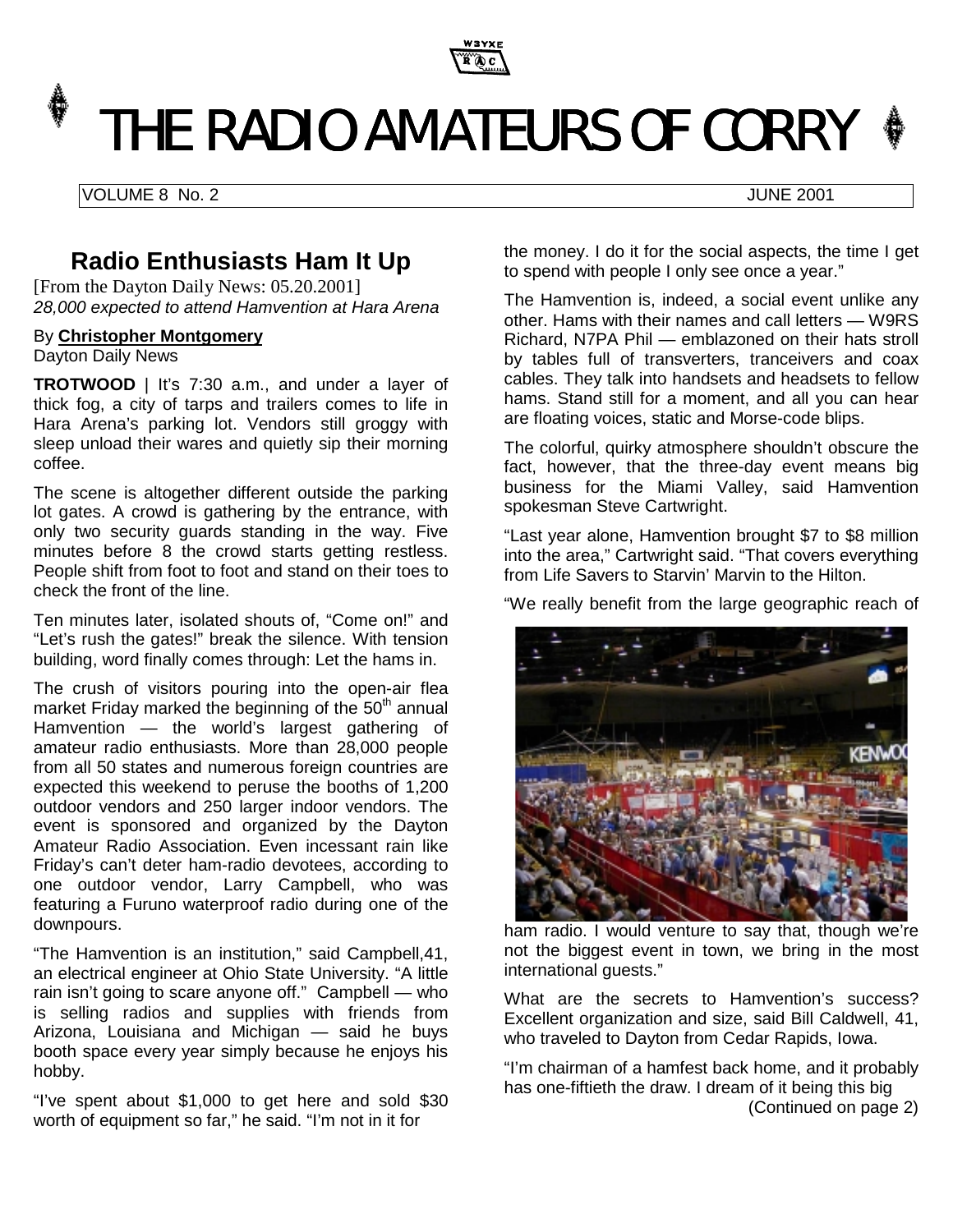# THE RADIO AMATEURS OF CORRY

VOLUME 8 No. 2 JUNE 2001

## Radio Enthusiasts Ham It Up

[From the Dayton Daily News: 05.20.2001]
*28,000 expected to attend Hamvention at Hara Arena*

By **Christopher Montgomery**
Dayton Daily News

**TROTWOOD** | It's 7:30 a.m., and under a layer of thick fog, a city of tarps and trailers comes to life in Hara Arena's parking lot. Vendors still groggy with sleep unload their wares and quietly sip their morning coffee.

The scene is altogether different outside the parking lot gates. A crowd is gathering by the entrance, with only two security guards standing in the way. Five minutes before 8 the crowd starts getting restless. People shift from foot to foot and stand on their toes to check the front of the line.

Ten minutes later, isolated shouts of, "Come on!" and "Let's rush the gates!" break the silence. With tension building, word finally comes through: Let the hams in.

The crush of visitors pouring into the open-air flea market Friday marked the beginning of the 50th annual Hamvention — the world's largest gathering of amateur radio enthusiasts. More than 28,000 people from all 50 states and numerous foreign countries are expected this weekend to peruse the booths of 1,200 outdoor vendors and 250 larger indoor vendors. The event is sponsored and organized by the Dayton Amateur Radio Association. Even incessant rain like Friday's can't deter ham-radio devotees, according to one outdoor vendor, Larry Campbell, who was featuring a Furuno waterproof radio during one of the downpours.

"The Hamvention is an institution," said Campbell,41, an electrical engineer at Ohio State University. "A little rain isn't going to scare anyone off." Campbell — who is selling radios and supplies with friends from Arizona, Louisiana and Michigan — said he buys booth space every year simply because he enjoys his hobby.

"I've spent about $1,000 to get here and sold $30 worth of equipment so far," he said. "I'm not in it for the money. I do it for the social aspects, the time I get to spend with people I only see once a year."

The Hamvention is, indeed, a social event unlike any other. Hams with their names and call letters — W9RS Richard, N7PA Phil — emblazoned on their hats stroll by tables full of transverters, tranceivers and coax cables. They talk into handsets and headsets to fellow hams. Stand still for a moment, and all you can hear are floating voices, static and Morse-code blips.

The colorful, quirky atmosphere shouldn't obscure the fact, however, that the three-day event means big business for the Miami Valley, said Hamvention spokesman Steve Cartwright.

"Last year alone, Hamvention brought $7 to $8 million into the area," Cartwright said. "That covers everything from Life Savers to Starvin' Marvin to the Hilton.

"We really benefit from the large geographic reach of ham radio. I would venture to say that, though we're not the biggest event in town, we bring in the most international guests."

What are the secrets to Hamvention's success? Excellent organization and size, said Bill Caldwell, 41, who traveled to Dayton from Cedar Rapids, Iowa.

"I'm chairman of a hamfest back home, and it probably has one-fiftieth the draw. I dream of it being this big

(Continued on page 2)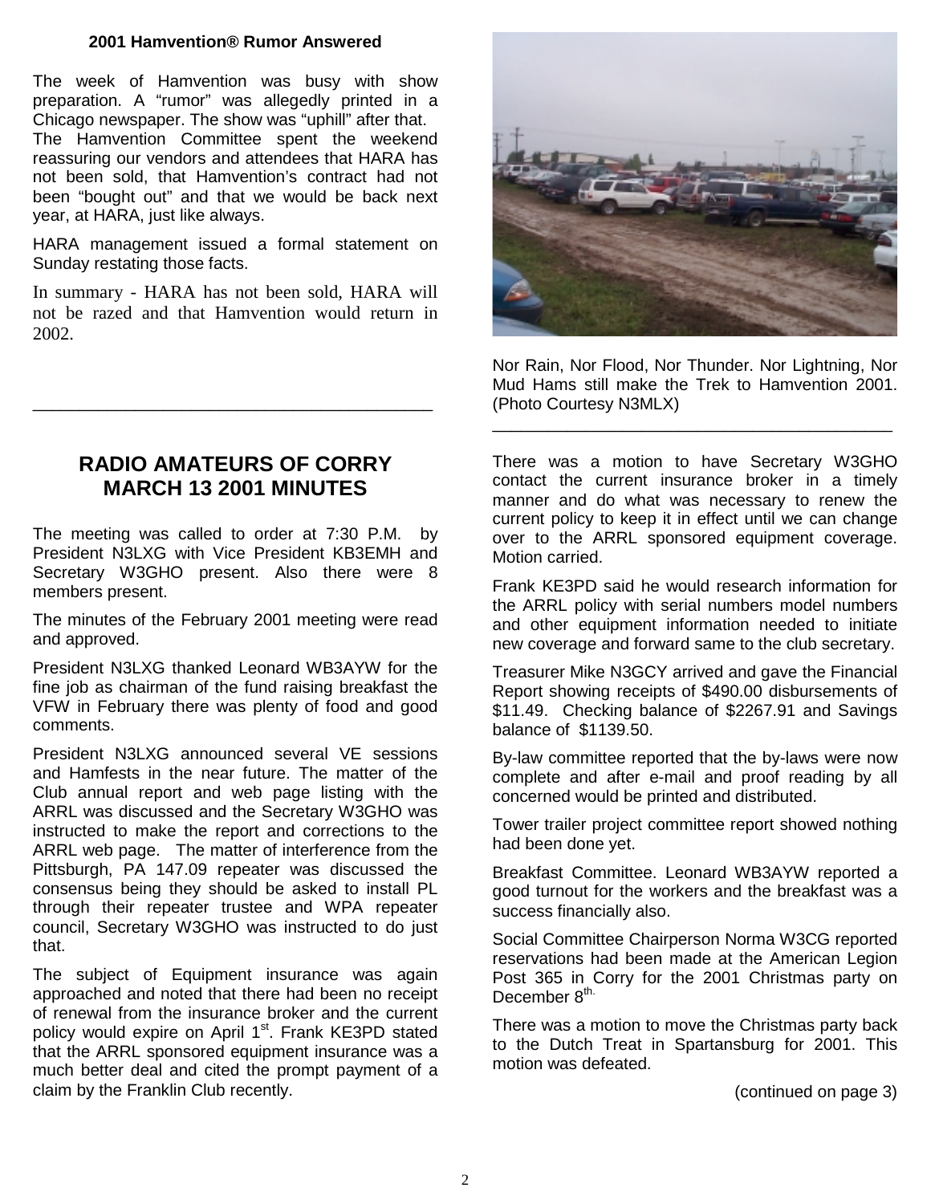### 2001 Hamvention® Rumor Answered

The week of Hamvention was busy with show preparation. A "rumor" was allegedly printed in a Chicago newspaper. The show was "uphill" after that. The Hamvention Committee spent the weekend reassuring our vendors and attendees that HARA has not been sold, that Hamvention's contract had not been "bought out" and that we would be back next year, at HARA, just like always.

HARA management issued a formal statement on Sunday restating those facts.

In summary - HARA has not been sold, HARA will not be razed and that Hamvention would return in 2002.

---

Nor Rain, Nor Flood, Nor Thunder. Nor Lightning, Nor Mud Hams still make the Trek to Hamvention 2001. (Photo Courtesy N3MLX)

---

## RADIO AMATEURS OF CORRY MARCH 13 2001 MINUTES

The meeting was called to order at 7:30 P.M. by President N3LXG with Vice President KB3EMH and Secretary W3GHO present. Also there were 8 members present.

The minutes of the February 2001 meeting were read and approved.

President N3LXG thanked Leonard WB3AYW for the fine job as chairman of the fund raising breakfast the VFW in February there was plenty of food and good comments.

President N3LXG announced several VE sessions and Hamfests in the near future. The matter of the Club annual report and web page listing with the ARRL was discussed and the Secretary W3GHO was instructed to make the report and corrections to the ARRL web page. The matter of interference from the Pittsburgh, PA 147.09 repeater was discussed the consensus being they should be asked to install PL through their repeater trustee and WPA repeater council, Secretary W3GHO was instructed to do just that.

The subject of Equipment insurance was again approached and noted that there had been no receipt of renewal from the insurance broker and the current policy would expire on April 1st. Frank KE3PD stated that the ARRL sponsored equipment insurance was a much better deal and cited the prompt payment of a claim by the Franklin Club recently.

There was a motion to have Secretary W3GHO contact the current insurance broker in a timely manner and do what was necessary to renew the current policy to keep it in effect until we can change over to the ARRL sponsored equipment coverage. Motion carried.

Frank KE3PD said he would research information for the ARRL policy with serial numbers model numbers and other equipment information needed to initiate new coverage and forward same to the club secretary.

Treasurer Mike N3GCY arrived and gave the Financial Report showing receipts of $490.00 disbursements of $11.49. Checking balance of $2267.91 and Savings balance of $1139.50.

By-law committee reported that the by-laws were now complete and after e-mail and proof reading by all concerned would be printed and distributed.

Tower trailer project committee report showed nothing had been done yet.

Breakfast Committee. Leonard WB3AYW reported a good turnout for the workers and the breakfast was a success financially also.

Social Committee Chairperson Norma W3CG reported reservations had been made at the American Legion Post 365 in Corry for the 2001 Christmas party on December 8th.

There was a motion to move the Christmas party back to the Dutch Treat in Spartansburg for 2001. This motion was defeated.

(continued on page 3)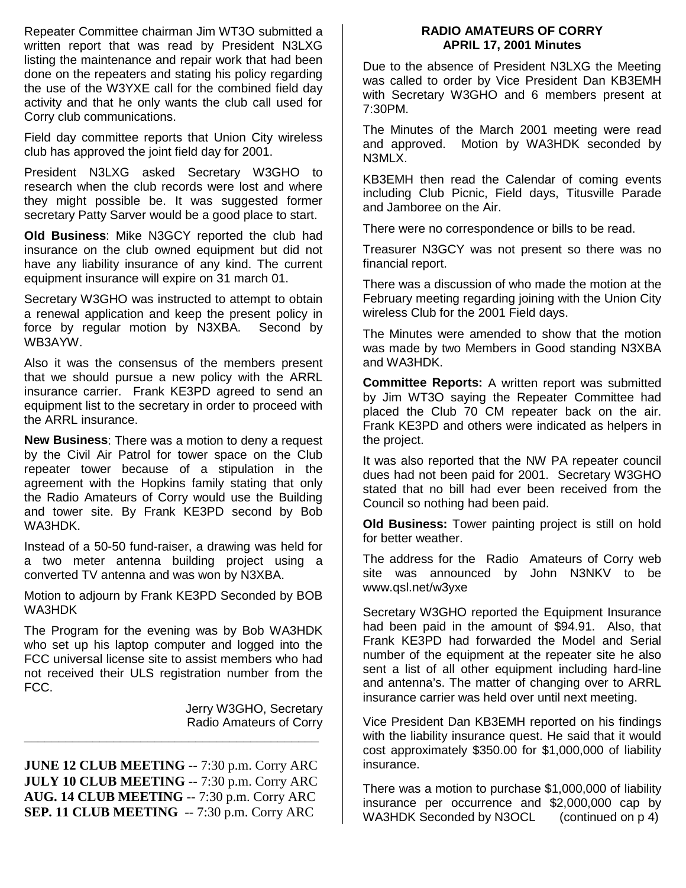Repeater Committee chairman Jim WT3O submitted a written report that was read by President N3LXG listing the maintenance and repair work that had been done on the repeaters and stating his policy regarding the use of the W3YXE call for the combined field day activity and that he only wants the club call used for Corry club communications.

Field day committee reports that Union City wireless club has approved the joint field day for 2001.

President N3LXG asked Secretary W3GHO to research when the club records were lost and where they might possible be. It was suggested former secretary Patty Sarver would be a good place to start.

**Old Business**: Mike N3GCY reported the club had insurance on the club owned equipment but did not have any liability insurance of any kind. The current equipment insurance will expire on 31 march 01.

Secretary W3GHO was instructed to attempt to obtain a renewal application and keep the present policy in force by regular motion by N3XBA. Second by WB3AYW.

Also it was the consensus of the members present that we should pursue a new policy with the ARRL insurance carrier. Frank KE3PD agreed to send an equipment list to the secretary in order to proceed with the ARRL insurance.

**New Business**: There was a motion to deny a request by the Civil Air Patrol for tower space on the Club repeater tower because of a stipulation in the agreement with the Hopkins family stating that only the Radio Amateurs of Corry would use the Building and tower site. By Frank KE3PD second by Bob WA3HDK.

Instead of a 50-50 fund-raiser, a drawing was held for a two meter antenna building project using a converted TV antenna and was won by N3XBA.

Motion to adjourn by Frank KE3PD Seconded by BOB WA3HDK

The Program for the evening was by Bob WA3HDK who set up his laptop computer and logged into the FCC universal license site to assist members who had not received their ULS registration number from the FCC.

Jerry W3GHO, Secretary
Radio Amateurs of Corry

---

**JUNE 12 CLUB MEETING** -- 7:30 p.m. Corry ARC
**JULY 10 CLUB MEETING** -- 7:30 p.m. Corry ARC
**AUG. 14 CLUB MEETING** -- 7:30 p.m. Corry ARC
**SEP. 11 CLUB MEETING** -- 7:30 p.m. Corry ARC

## RADIO AMATEURS OF CORRY
## APRIL 17, 2001 Minutes

Due to the absence of President N3LXG the Meeting was called to order by Vice President Dan KB3EMH with Secretary W3GHO and 6 members present at 7:30PM.

The Minutes of the March 2001 meeting were read and approved. Motion by WA3HDK seconded by N3MLX.

KB3EMH then read the Calendar of coming events including Club Picnic, Field days, Titusville Parade and Jamboree on the Air.

There were no correspondence or bills to be read.

Treasurer N3GCY was not present so there was no financial report.

There was a discussion of who made the motion at the February meeting regarding joining with the Union City wireless Club for the 2001 Field days.

The Minutes were amended to show that the motion was made by two Members in Good standing N3XBA and WA3HDK.

**Committee Reports:** A written report was submitted by Jim WT3O saying the Repeater Committee had placed the Club 70 CM repeater back on the air. Frank KE3PD and others were indicated as helpers in the project.

It was also reported that the NW PA repeater council dues had not been paid for 2001. Secretary W3GHO stated that no bill had ever been received from the Council so nothing had been paid.

**Old Business:** Tower painting project is still on hold for better weather.

The address for the Radio Amateurs of Corry web site was announced by John N3NKV to be www.qsl.net/w3yxe

Secretary W3GHO reported the Equipment Insurance had been paid in the amount of $94.91. Also, that Frank KE3PD had forwarded the Model and Serial number of the equipment at the repeater site he also sent a list of all other equipment including hard-line and antenna's. The matter of changing over to ARRL insurance carrier was held over until next meeting.

Vice President Dan KB3EMH reported on his findings with the liability insurance quest. He said that it would cost approximately $350.00 for $1,000,000 of liability insurance.

There was a motion to purchase $1,000,000 of liability insurance per occurrence and $2,000,000 cap by WA3HDK Seconded by N3OCL (continued on p 4)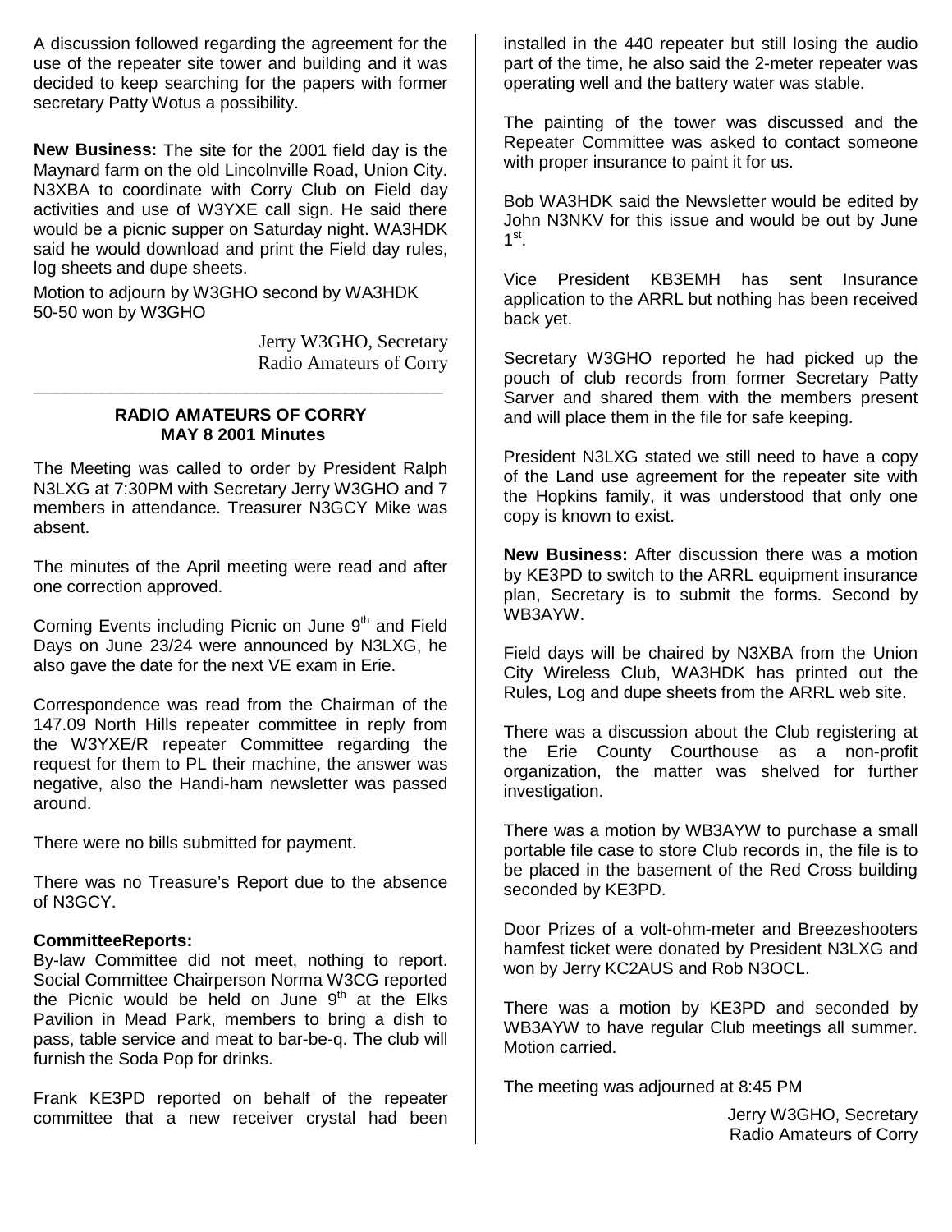A discussion followed regarding the agreement for the use of the repeater site tower and building and it was decided to keep searching for the papers with former secretary Patty Wotus a possibility.

**New Business:** The site for the 2001 field day is the Maynard farm on the old Lincolnville Road, Union City. N3XBA to coordinate with Corry Club on Field day activities and use of W3YXE call sign. He said there would be a picnic supper on Saturday night. WA3HDK said he would download and print the Field day rules, log sheets and dupe sheets.

Motion to adjourn by W3GHO second by WA3HDK 50-50 won by W3GHO

Jerry W3GHO, Secretary
Radio Amateurs of Corry

---

**RADIO AMATEURS OF CORRY**
**MAY 8 2001 Minutes**

The Meeting was called to order by President Ralph N3LXG at 7:30PM with Secretary Jerry W3GHO and 7 members in attendance. Treasurer N3GCY Mike was absent.

The minutes of the April meeting were read and after one correction approved.

Coming Events including Picnic on June 9th and Field Days on June 23/24 were announced by N3LXG, he also gave the date for the next VE exam in Erie.

Correspondence was read from the Chairman of the 147.09 North Hills repeater committee in reply from the W3YXE/R repeater Committee regarding the request for them to PL their machine, the answer was negative, also the Handi-ham newsletter was passed around.

There were no bills submitted for payment.

There was no Treasure's Report due to the absence of N3GCY.

**CommitteeReports:**
By-law Committee did not meet, nothing to report. Social Committee Chairperson Norma W3CG reported the Picnic would be held on June 9th at the Elks Pavilion in Mead Park, members to bring a dish to pass, table service and meat to bar-be-q. The club will furnish the Soda Pop for drinks.

Frank KE3PD reported on behalf of the repeater committee that a new receiver crystal had been installed in the 440 repeater but still losing the audio part of the time, he also said the 2-meter repeater was operating well and the battery water was stable.

The painting of the tower was discussed and the Repeater Committee was asked to contact someone with proper insurance to paint it for us.

Bob WA3HDK said the Newsletter would be edited by John N3NKV for this issue and would be out by June 1st.

Vice President KB3EMH has sent Insurance application to the ARRL but nothing has been received back yet.

Secretary W3GHO reported he had picked up the pouch of club records from former Secretary Patty Sarver and shared them with the members present and will place them in the file for safe keeping.

President N3LXG stated we still need to have a copy of the Land use agreement for the repeater site with the Hopkins family, it was understood that only one copy is known to exist.

**New Business:** After discussion there was a motion by KE3PD to switch to the ARRL equipment insurance plan, Secretary is to submit the forms. Second by WB3AYW.

Field days will be chaired by N3XBA from the Union City Wireless Club, WA3HDK has printed out the Rules, Log and dupe sheets from the ARRL web site.

There was a discussion about the Club registering at the Erie County Courthouse as a non-profit organization, the matter was shelved for further investigation.

There was a motion by WB3AYW to purchase a small portable file case to store Club records in, the file is to be placed in the basement of the Red Cross building seconded by KE3PD.

Door Prizes of a volt-ohm-meter and Breezeshooters hamfest ticket were donated by President N3LXG and won by Jerry KC2AUS and Rob N3OCL.

There was a motion by KE3PD and seconded by WB3AYW to have regular Club meetings all summer. Motion carried.

The meeting was adjourned at 8:45 PM

Jerry W3GHO, Secretary
Radio Amateurs of Corry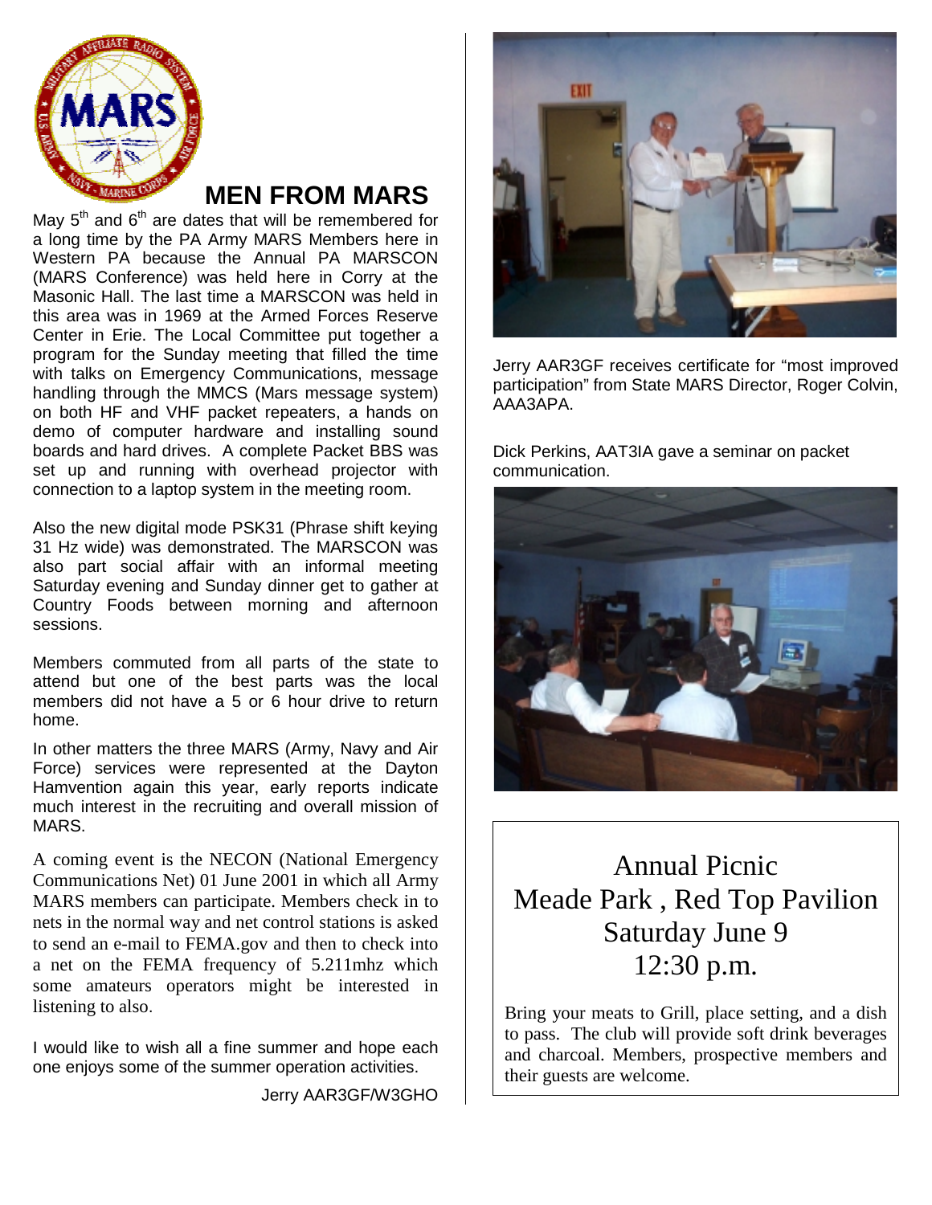# MEN FROM MARS

May 5th and 6th are dates that will be remembered for a long time by the PA Army MARS Members here in Western PA because the Annual PA MARSCON (MARS Conference) was held here in Corry at the Masonic Hall. The last time a MARSCON was held in this area was in 1969 at the Armed Forces Reserve Center in Erie. The Local Committee put together a program for the Sunday meeting that filled the time with talks on Emergency Communications, message handling through the MMCS (Mars message system) on both HF and VHF packet repeaters, a hands on demo of computer hardware and installing sound boards and hard drives. A complete Packet BBS was set up and running with overhead projector with connection to a laptop system in the meeting room.

Also the new digital mode PSK31 (Phrase shift keying 31 Hz wide) was demonstrated. The MARSCON was also part social affair with an informal meeting Saturday evening and Sunday dinner get to gather at Country Foods between morning and afternoon sessions.

Members commuted from all parts of the state to attend but one of the best parts was the local members did not have a 5 or 6 hour drive to return home.

In other matters the three MARS (Army, Navy and Air Force) services were represented at the Dayton Hamvention again this year, early reports indicate much interest in the recruiting and overall mission of MARS.

A coming event is the NECON (National Emergency Communications Net) 01 June 2001 in which all Army MARS members can participate. Members check in to nets in the normal way and net control stations is asked to send an e-mail to FEMA.gov and then to check into a net on the FEMA frequency of 5.211mhz which some amateurs operators might be interested in listening to also.

I would like to wish all a fine summer and hope each one enjoys some of the summer operation activities.

Jerry AAR3GF/W3GHO

Jerry AAR3GF receives certificate for "most improved participation" from State MARS Director, Roger Colvin, AAA3APA.

Dick Perkins, AAT3IA gave a seminar on packet communication.

---

**Annual Picnic**
**Meade Park , Red Top Pavilion**
**Saturday June 9**
**12:30 p.m.**

Bring your meats to Grill, place setting, and a dish to pass. The club will provide soft drink beverages and charcoal. Members, prospective members and their guests are welcome.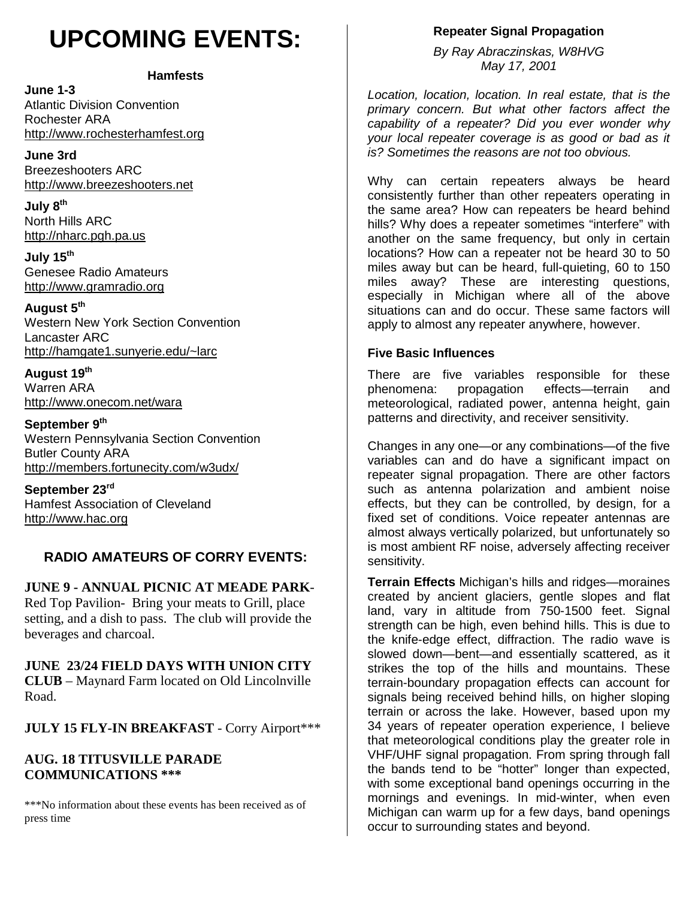# UPCOMING EVENTS:

### Hamfests

**June 1-3**
Atlantic Division Convention
Rochester ARA
http://www.rochesterhamfest.org

**June 3rd**
Breezeshooters ARC
http://www.breezeshooters.net

**July 8th**
North Hills ARC
http://nharc.pgh.pa.us

**July 15th**
Genesee Radio Amateurs
http://www.gramradio.org

**August 5th**
Western New York Section Convention
Lancaster ARC
http://hamgate1.sunyerie.edu/~larc

**August 19th**
Warren ARA
http://www.onecom.net/wara

**September 9th**
Western Pennsylvania Section Convention
Butler County ARA
http://members.fortunecity.com/w3udx/

**September 23rd**
Hamfest Association of Cleveland
http://www.hac.org

## RADIO AMATEURS OF CORRY EVENTS:

**JUNE 9 - ANNUAL PICNIC AT MEADE PARK**- Red Top Pavilion- Bring your meats to Grill, place setting, and a dish to pass. The club will provide the beverages and charcoal.

**JUNE 23/24 FIELD DAYS WITH UNION CITY CLUB** – Maynard Farm located on Old Lincolnville Road.

**JULY 15 FLY-IN BREAKFAST** - Corry Airport***

**AUG. 18 TITUSVILLE PARADE COMMUNICATIONS *****

***No information about these events has been received as of press time

### Repeater Signal Propagation

*By Ray Abraczinskas, W8HVG*
*May 17, 2001*

*Location, location, location. In real estate, that is the primary concern. But what other factors affect the capability of a repeater? Did you ever wonder why your local repeater coverage is as good or bad as it is? Sometimes the reasons are not too obvious.*

Why can certain repeaters always be heard consistently further than other repeaters operating in the same area? How can repeaters be heard behind hills? Why does a repeater sometimes "interfere" with another on the same frequency, but only in certain locations? How can a repeater not be heard 30 to 50 miles away but can be heard, full-quieting, 60 to 150 miles away? These are interesting questions, especially in Michigan where all of the above situations can and do occur. These same factors will apply to almost any repeater anywhere, however.

#### Five Basic Influences

There are five variables responsible for these phenomena: propagation effects—terrain and meteorological, radiated power, antenna height, gain patterns and directivity, and receiver sensitivity.

Changes in any one—or any combinations—of the five variables can and do have a significant impact on repeater signal propagation. There are other factors such as antenna polarization and ambient noise effects, but they can be controlled, by design, for a fixed set of conditions. Voice repeater antennas are almost always vertically polarized, but unfortunately so is most ambient RF noise, adversely affecting receiver sensitivity.

**Terrain Effects** Michigan's hills and ridges—moraines created by ancient glaciers, gentle slopes and flat land, vary in altitude from 750-1500 feet. Signal strength can be high, even behind hills. This is due to the knife-edge effect, diffraction. The radio wave is slowed down—bent—and essentially scattered, as it strikes the top of the hills and mountains. These terrain-boundary propagation effects can account for signals being received behind hills, on higher sloping terrain or across the lake. However, based upon my 34 years of repeater operation experience, I believe that meteorological conditions play the greater role in VHF/UHF signal propagation. From spring through fall the bands tend to be "hotter" longer than expected, with some exceptional band openings occurring in the mornings and evenings. In mid-winter, when even Michigan can warm up for a few days, band openings occur to surrounding states and beyond.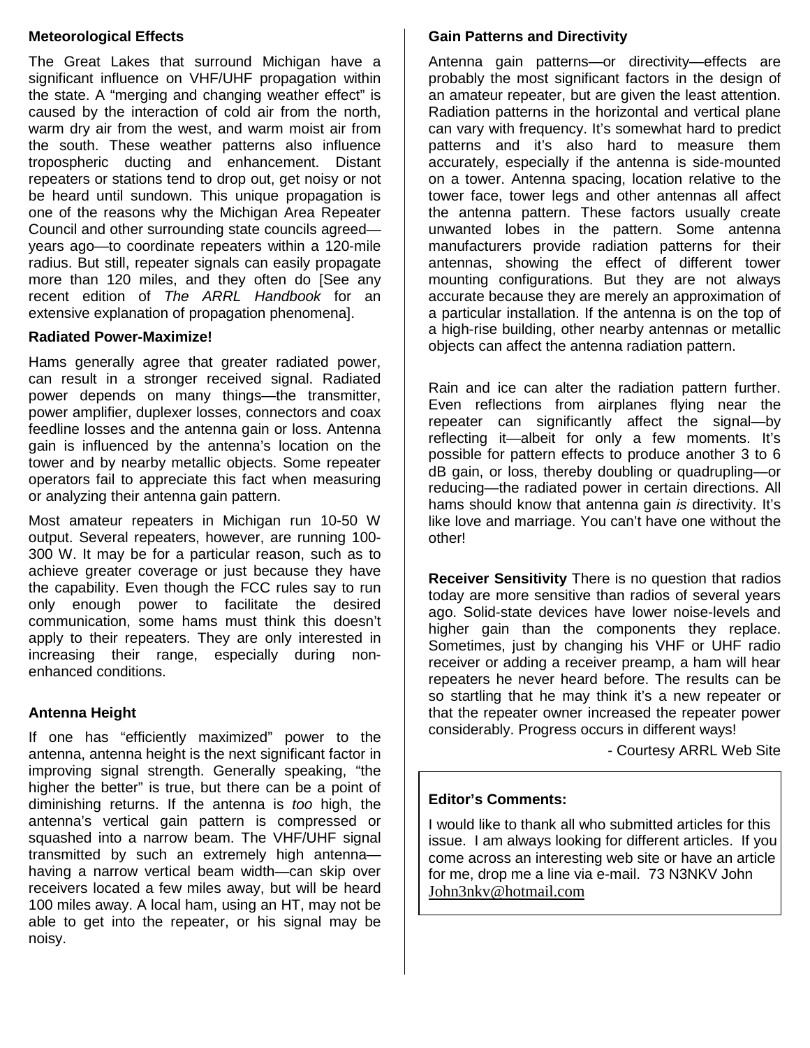### Meteorological Effects

The Great Lakes that surround Michigan have a significant influence on VHF/UHF propagation within the state. A "merging and changing weather effect" is caused by the interaction of cold air from the north, warm dry air from the west, and warm moist air from the south. These weather patterns also influence tropospheric ducting and enhancement. Distant repeaters or stations tend to drop out, get noisy or not be heard until sundown. This unique propagation is one of the reasons why the Michigan Area Repeater Council and other surrounding state councils agreed—years ago—to coordinate repeaters within a 120-mile radius. But still, repeater signals can easily propagate more than 120 miles, and they often do [See any recent edition of *The ARRL Handbook* for an extensive explanation of propagation phenomena].

### Radiated Power-Maximize!

Hams generally agree that greater radiated power, can result in a stronger received signal. Radiated power depends on many things—the transmitter, power amplifier, duplexer losses, connectors and coax feedline losses and the antenna gain or loss. Antenna gain is influenced by the antenna's location on the tower and by nearby metallic objects. Some repeater operators fail to appreciate this fact when measuring or analyzing their antenna gain pattern.

Most amateur repeaters in Michigan run 10-50 W output. Several repeaters, however, are running 100-300 W. It may be for a particular reason, such as to achieve greater coverage or just because they have the capability. Even though the FCC rules say to run only enough power to facilitate the desired communication, some hams must think this doesn't apply to their repeaters. They are only interested in increasing their range, especially during non-enhanced conditions.

### Antenna Height

If one has "efficiently maximized" power to the antenna, antenna height is the next significant factor in improving signal strength. Generally speaking, "the higher the better" is true, but there can be a point of diminishing returns. If the antenna is *too* high, the antenna's vertical gain pattern is compressed or squashed into a narrow beam. The VHF/UHF signal transmitted by such an extremely high antenna—having a narrow vertical beam width—can skip over receivers located a few miles away, but will be heard 100 miles away. A local ham, using an HT, may not be able to get into the repeater, or his signal may be noisy.

### Gain Patterns and Directivity

Antenna gain patterns—or directivity—effects are probably the most significant factors in the design of an amateur repeater, but are given the least attention. Radiation patterns in the horizontal and vertical plane can vary with frequency. It's somewhat hard to predict patterns and it's also hard to measure them accurately, especially if the antenna is side-mounted on a tower. Antenna spacing, location relative to the tower face, tower legs and other antennas all affect the antenna pattern. These factors usually create unwanted lobes in the pattern. Some antenna manufacturers provide radiation patterns for their antennas, showing the effect of different tower mounting configurations. But they are not always accurate because they are merely an approximation of a particular installation. If the antenna is on the top of a high-rise building, other nearby antennas or metallic objects can affect the antenna radiation pattern.

Rain and ice can alter the radiation pattern further. Even reflections from airplanes flying near the repeater can significantly affect the signal—by reflecting it—albeit for only a few moments. It's possible for pattern effects to produce another 3 to 6 dB gain, or loss, thereby doubling or quadrupling—or reducing—the radiated power in certain directions. All hams should know that antenna gain *is* directivity. It's like love and marriage. You can't have one without the other!

**Receiver Sensitivity** There is no question that radios today are more sensitive than radios of several years ago. Solid-state devices have lower noise-levels and higher gain than the components they replace. Sometimes, just by changing his VHF or UHF radio receiver or adding a receiver preamp, a ham will hear repeaters he never heard before. The results can be so startling that he may think it's a new repeater or that the repeater owner increased the repeater power considerably. Progress occurs in different ways!

- Courtesy ARRL Web Site

### Editor's Comments:

I would like to thank all who submitted articles for this issue. I am always looking for different articles. If you come across an interesting web site or have an article for me, drop me a line via e-mail. 73 N3NKV John John3nkv@hotmail.com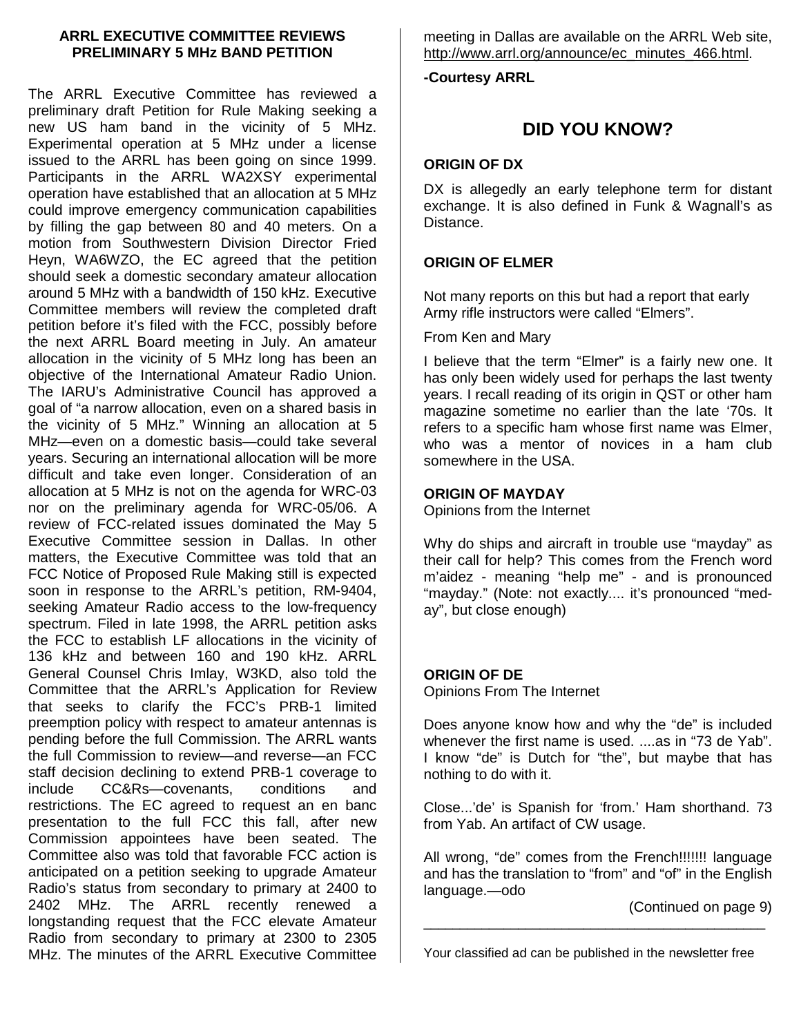## ARRL EXECUTIVE COMMITTEE REVIEWS PRELIMINARY 5 MHz BAND PETITION

The ARRL Executive Committee has reviewed a preliminary draft Petition for Rule Making seeking a new US ham band in the vicinity of 5 MHz. Experimental operation at 5 MHz under a license issued to the ARRL has been going on since 1999. Participants in the ARRL WA2XSY experimental operation have established that an allocation at 5 MHz could improve emergency communication capabilities by filling the gap between 80 and 40 meters. On a motion from Southwestern Division Director Fried Heyn, WA6WZO, the EC agreed that the petition should seek a domestic secondary amateur allocation around 5 MHz with a bandwidth of 150 kHz. Executive Committee members will review the completed draft petition before it's filed with the FCC, possibly before the next ARRL Board meeting in July. An amateur allocation in the vicinity of 5 MHz long has been an objective of the International Amateur Radio Union. The IARU's Administrative Council has approved a goal of "a narrow allocation, even on a shared basis in the vicinity of 5 MHz." Winning an allocation at 5 MHz—even on a domestic basis—could take several years. Securing an international allocation will be more difficult and take even longer. Consideration of an allocation at 5 MHz is not on the agenda for WRC-03 nor on the preliminary agenda for WRC-05/06. A review of FCC-related issues dominated the May 5 Executive Committee session in Dallas. In other matters, the Executive Committee was told that an FCC Notice of Proposed Rule Making still is expected soon in response to the ARRL's petition, RM-9404, seeking Amateur Radio access to the low-frequency spectrum. Filed in late 1998, the ARRL petition asks the FCC to establish LF allocations in the vicinity of 136 kHz and between 160 and 190 kHz. ARRL General Counsel Chris Imlay, W3KD, also told the Committee that the ARRL's Application for Review that seeks to clarify the FCC's PRB-1 limited preemption policy with respect to amateur antennas is pending before the full Commission. The ARRL wants the full Commission to review—and reverse—an FCC staff decision declining to extend PRB-1 coverage to include CC&Rs—covenants, conditions and restrictions. The EC agreed to request an en banc presentation to the full FCC this fall, after new Commission appointees have been seated. The Committee also was told that favorable FCC action is anticipated on a petition seeking to upgrade Amateur Radio's status from secondary to primary at 2400 to 2402 MHz. The ARRL recently renewed a longstanding request that the FCC elevate Amateur Radio from secondary to primary at 2300 to 2305 MHz. The minutes of the ARRL Executive Committee meeting in Dallas are available on the ARRL Web site, http://www.arrl.org/announce/ec_minutes_466.html.

**-Courtesy ARRL**

# DID YOU KNOW?

### ORIGIN OF DX

DX is allegedly an early telephone term for distant exchange. It is also defined in Funk & Wagnall's as Distance.

### ORIGIN OF ELMER

Not many reports on this but had a report that early Army rifle instructors were called "Elmers".

From Ken and Mary

I believe that the term "Elmer" is a fairly new one. It has only been widely used for perhaps the last twenty years. I recall reading of its origin in QST or other ham magazine sometime no earlier than the late '70s. It refers to a specific ham whose first name was Elmer, who was a mentor of novices in a ham club somewhere in the USA.

### ORIGIN OF MAYDAY

Opinions from the Internet

Why do ships and aircraft in trouble use "mayday" as their call for help? This comes from the French word m'aidez - meaning "help me" - and is pronounced "mayday." (Note: not exactly.... it's pronounced "med-ay", but close enough)

### ORIGIN OF DE

Opinions From The Internet

Does anyone know how and why the "de" is included whenever the first name is used. ....as in "73 de Yab". I know "de" is Dutch for "the", but maybe that has nothing to do with it.

Close...'de' is Spanish for 'from.' Ham shorthand. 73 from Yab. An artifact of CW usage.

All wrong, "de" comes from the French!!!!!!! language and has the translation to "from" and "of" in the English language.—odo

(Continued on page 9)

---

Your classified ad can be published in the newsletter free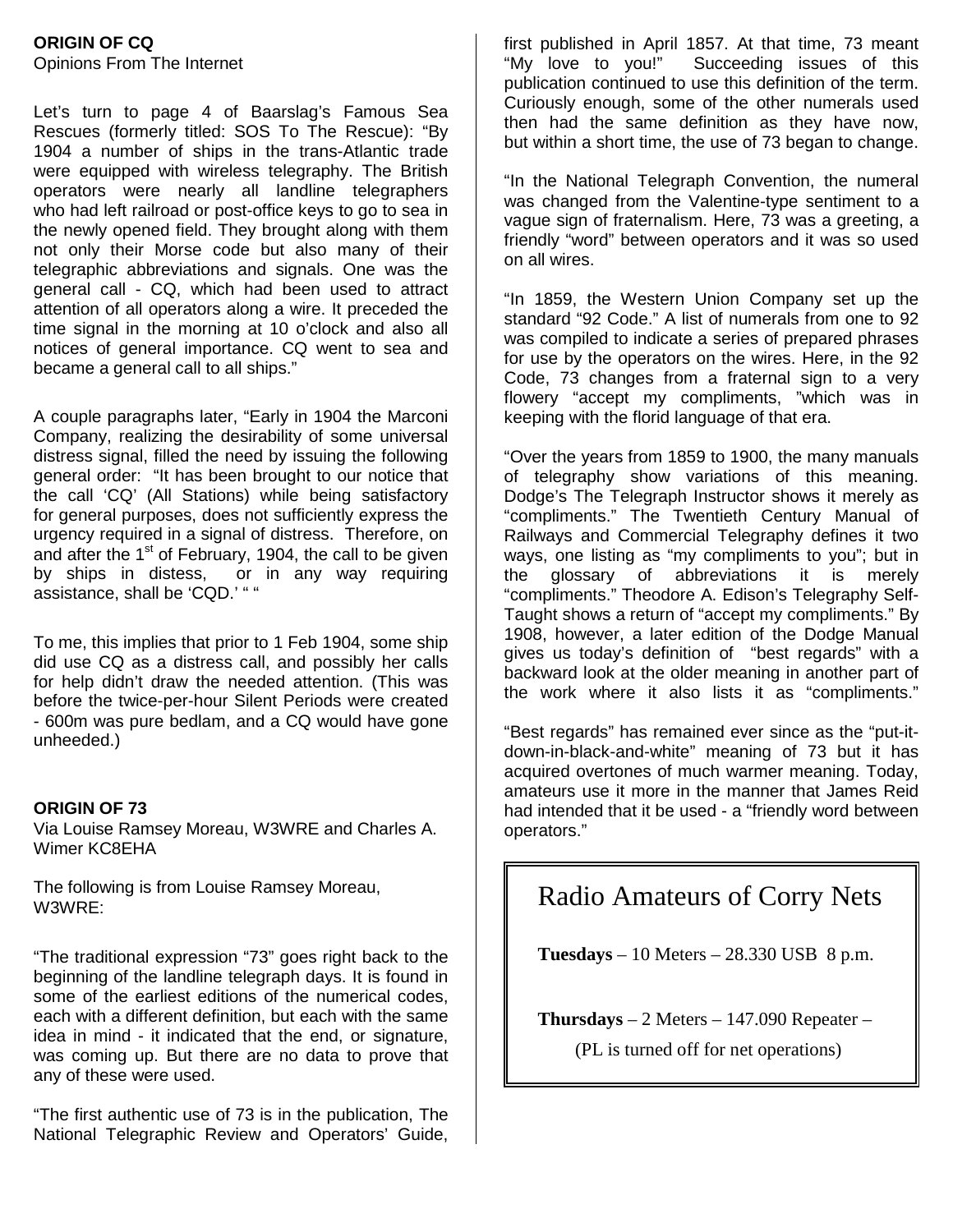## ORIGIN OF CQ

Opinions From The Internet

Let's turn to page 4 of Baarslag's Famous Sea Rescues (formerly titled: SOS To The Rescue): "By 1904 a number of ships in the trans-Atlantic trade were equipped with wireless telegraphy. The British operators were nearly all landline telegraphers who had left railroad or post-office keys to go to sea in the newly opened field. They brought along with them not only their Morse code but also many of their telegraphic abbreviations and signals. One was the general call - CQ, which had been used to attract attention of all operators along a wire. It preceded the time signal in the morning at 10 o'clock and also all notices of general importance. CQ went to sea and became a general call to all ships."

A couple paragraphs later, "Early in 1904 the Marconi Company, realizing the desirability of some universal distress signal, filled the need by issuing the following general order: "It has been brought to our notice that the call 'CQ' (All Stations) while being satisfactory for general purposes, does not sufficiently express the urgency required in a signal of distress. Therefore, on and after the 1st of February, 1904, the call to be given by ships in distess, or in any way requiring assistance, shall be 'CQD.' " "

To me, this implies that prior to 1 Feb 1904, some ship did use CQ as a distress call, and possibly her calls for help didn't draw the needed attention. (This was before the twice-per-hour Silent Periods were created - 600m was pure bedlam, and a CQ would have gone unheeded.)

## ORIGIN OF 73

Via Louise Ramsey Moreau, W3WRE and Charles A. Wimer KC8EHA

The following is from Louise Ramsey Moreau, W3WRE:

"The traditional expression "73" goes right back to the beginning of the landline telegraph days. It is found in some of the earliest editions of the numerical codes, each with a different definition, but each with the same idea in mind - it indicated that the end, or signature, was coming up. But there are no data to prove that any of these were used.

"The first authentic use of 73 is in the publication, The National Telegraphic Review and Operators' Guide, first published in April 1857. At that time, 73 meant "My love to you!" Succeeding issues of this publication continued to use this definition of the term. Curiously enough, some of the other numerals used then had the same definition as they have now, but within a short time, the use of 73 began to change.

"In the National Telegraph Convention, the numeral was changed from the Valentine-type sentiment to a vague sign of fraternalism. Here, 73 was a greeting, a friendly "word" between operators and it was so used on all wires.

"In 1859, the Western Union Company set up the standard "92 Code." A list of numerals from one to 92 was compiled to indicate a series of prepared phrases for use by the operators on the wires. Here, in the 92 Code, 73 changes from a fraternal sign to a very flowery "accept my compliments, "which was in keeping with the florid language of that era.

"Over the years from 1859 to 1900, the many manuals of telegraphy show variations of this meaning. Dodge's The Telegraph Instructor shows it merely as "compliments." The Twentieth Century Manual of Railways and Commercial Telegraphy defines it two ways, one listing as "my compliments to you"; but in the glossary of abbreviations it is merely "compliments." Theodore A. Edison's Telegraphy Self-Taught shows a return of "accept my compliments." By 1908, however, a later edition of the Dodge Manual gives us today's definition of "best regards" with a backward look at the older meaning in another part of the work where it also lists it as "compliments."

"Best regards" has remained ever since as the "put-it-down-in-black-and-white" meaning of 73 but it has acquired overtones of much warmer meaning. Today, amateurs use it more in the manner that James Reid had intended that it be used - a "friendly word between operators."

---

## Radio Amateurs of Corry Nets

**Tuesdays** – 10 Meters – 28.330 USB 8 p.m.

**Thursdays** – 2 Meters – 147.090 Repeater –

(PL is turned off for net operations)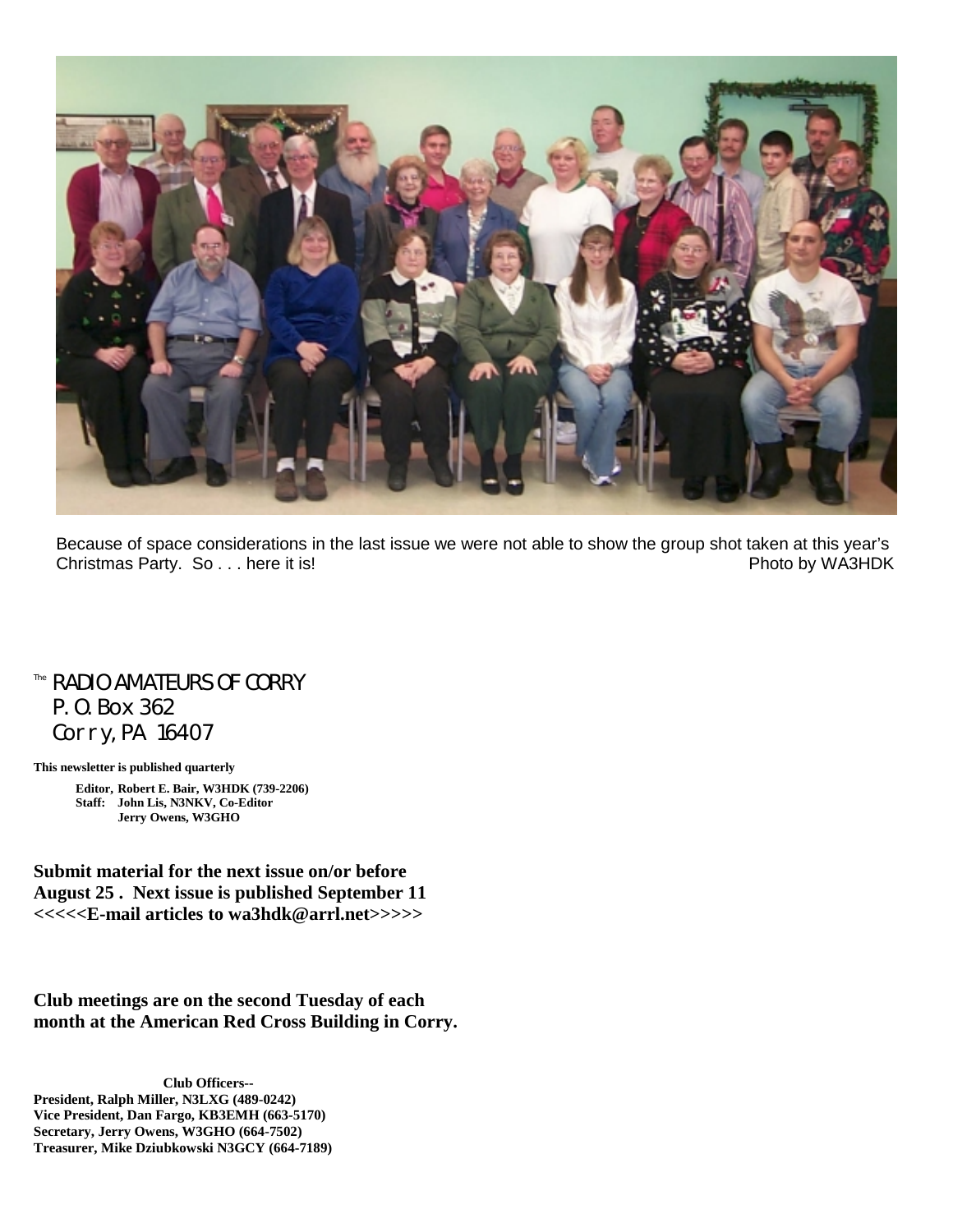Because of space considerations in the last issue we were not able to show the group shot taken at this year's Christmas Party. So . . . here it is! Photo by WA3HDK

The RADIO AMATEURS OF CORRY
P. O. Box 362
Corry, PA 16407

**This newsletter is published quarterly**

**Editor, Robert E. Bair, W3HDK (739-2206)**
**Staff: John Lis, N3NKV, Co-Editor**
**Jerry Owens, W3GHO**

**Submit material for the next issue on/or before August 25 . Next issue is published September 11**
**<<<<<E-mail articles to wa3hdk@arrl.net>>>>>**

**Club meetings are on the second Tuesday of each month at the American Red Cross Building in Corry.**

**Club Officers--**
**President, Ralph Miller, N3LXG (489-0242)**
**Vice President, Dan Fargo, KB3EMH (663-5170)**
**Secretary, Jerry Owens, W3GHO (664-7502)**
**Treasurer, Mike Dziubkowski N3GCY (664-7189)**